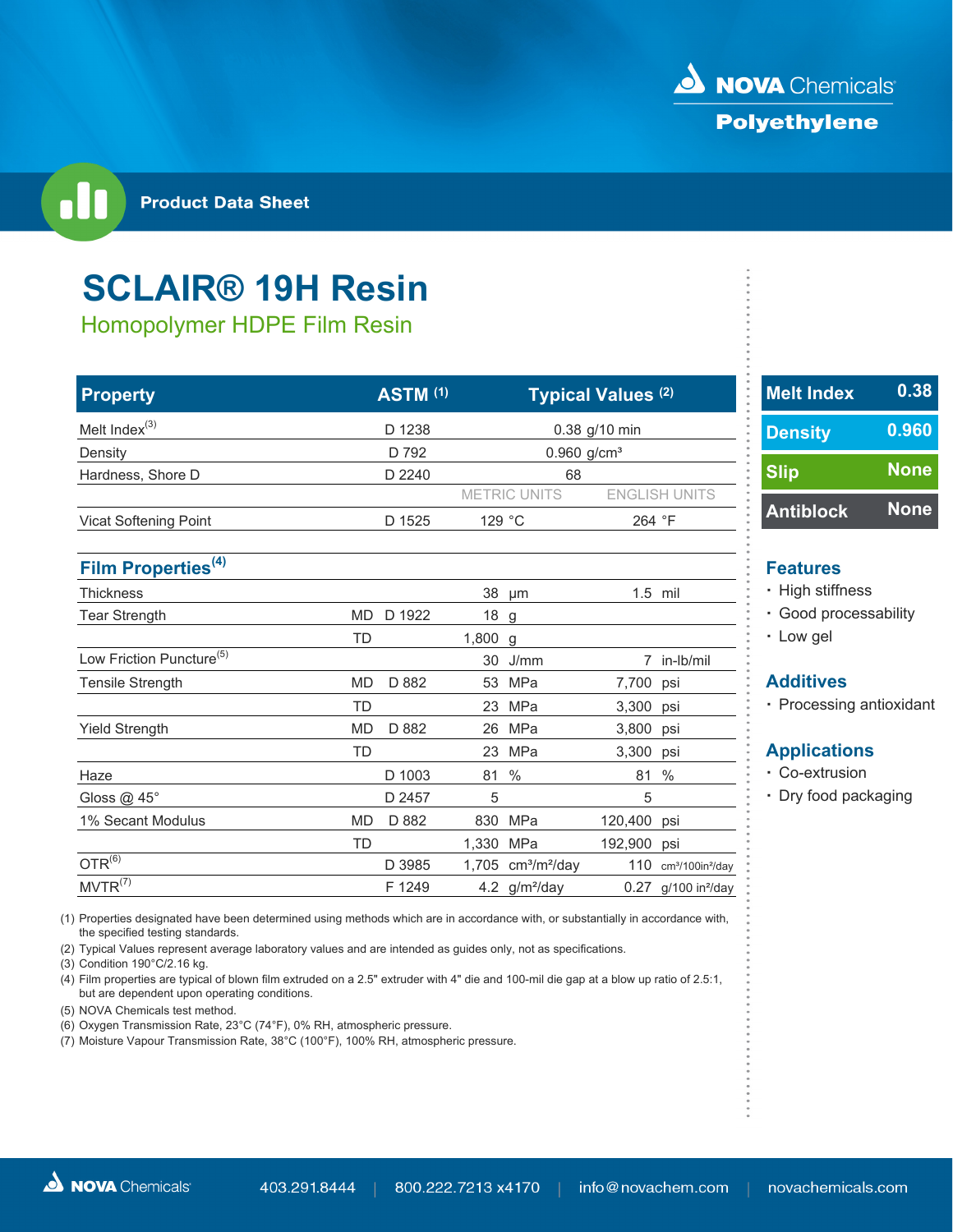NOVA Chemicals

Polyethylene

Product Data Sheet

# SCLAIR® 19H Resin

## Homopolymer HDPE Film Resin

| Property | | ASTM (1) | Typical Values (2) | |
|---|---|---|---|---|
| Melt Index (3) | | D 1238 | 0.38 g/10 min | |
| Density | | D 792 | 0.960 g/cm³ | |
| Hardness, Shore D | | D 2240 | 68 | |
| | | | METRIC UNITS | ENGLISH UNITS |
| Vicat Softening Point | | D 1525 | 129 °C | 264 °F |

| Film Properties (4) | | | | |
|---|---|---|---|---|
| Thickness | | | 38 µm | 1.5 mil |
| Tear Strength | MD | D 1922 | 18 g | |
| | TD | | 1,800 g | |
| Low Friction Puncture (5) | | | 30 J/mm | 7 in-lb/mil |
| Tensile Strength | MD | D 882 | 53 MPa | 7,700 psi |
| | TD | | 23 MPa | 3,300 psi |
| Yield Strength | MD | D 882 | 26 MPa | 3,800 psi |
| | TD | | 23 MPa | 3,300 psi |
| Haze | | D 1003 | 81 % | 81 % |
| Gloss @ 45° | | D 2457 | 5 | 5 |
| 1% Secant Modulus | MD | D 882 | 830 MPa | 120,400 psi |
| | TD | | 1,330 MPa | 192,900 psi |
| OTR (6) | | D 3985 | 1,705 cm³/m²/day | 110 cm³/100in²/day |
| MVTR (7) | | F 1249 | 4.2 g/m²/day | 0.27 g/100 in²/day |

(1) Properties designated have been determined using methods which are in accordance with, or substantially in accordance with, the specified testing standards.
(2) Typical Values represent average laboratory values and are intended as guides only, not as specifications.
(3) Condition 190°C/2.16 kg.
(4) Film properties are typical of blown film extruded on a 2.5" extruder with 4" die and 100-mil die gap at a blow up ratio of 2.5:1, but are dependent upon operating conditions.
(5) NOVA Chemicals test method.
(6) Oxygen Transmission Rate, 23°C (74°F), 0% RH, atmospheric pressure.
(7) Moisture Vapour Transmission Rate, 38°C (100°F), 100% RH, atmospheric pressure.

| | |
|---|---|
| Melt Index | 0.38 |
| Density | 0.960 |
| Slip | None |
| Antiblock | None |

### Features

- High stiffness
- Good processability
- Low gel

### Additives

- Processing antioxidant

### Applications

- Co-extrusion
- Dry food packaging

NOVA Chemicals 403.291.8444 | 800.222.7213 x4170 | info@novachem.com | novachemicals.com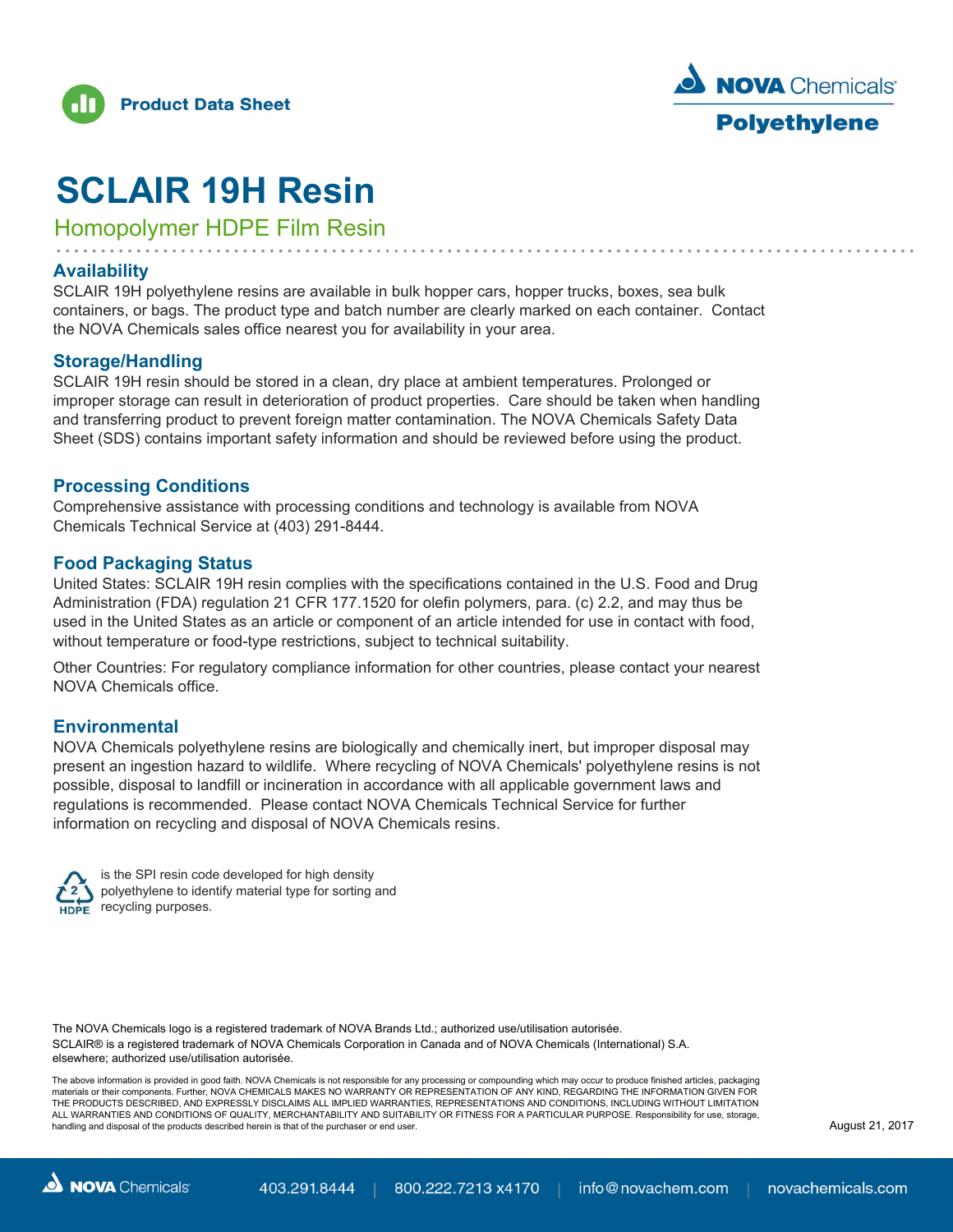Product Data Sheet

NOVA Chemicals
Polyethylene

# SCLAIR 19H Resin

## Homopolymer HDPE Film Resin

### Availability

SCLAIR 19H polyethylene resins are available in bulk hopper cars, hopper trucks, boxes, sea bulk containers, or bags. The product type and batch number are clearly marked on each container. Contact the NOVA Chemicals sales office nearest you for availability in your area.

### Storage/Handling

SCLAIR 19H resin should be stored in a clean, dry place at ambient temperatures. Prolonged or improper storage can result in deterioration of product properties. Care should be taken when handling and transferring product to prevent foreign matter contamination. The NOVA Chemicals Safety Data Sheet (SDS) contains important safety information and should be reviewed before using the product.

### Processing Conditions

Comprehensive assistance with processing conditions and technology is available from NOVA Chemicals Technical Service at (403) 291-8444.

### Food Packaging Status

United States: SCLAIR 19H resin complies with the specifications contained in the U.S. Food and Drug Administration (FDA) regulation 21 CFR 177.1520 for olefin polymers, para. (c) 2.2, and may thus be used in the United States as an article or component of an article intended for use in contact with food, without temperature or food-type restrictions, subject to technical suitability.

Other Countries: For regulatory compliance information for other countries, please contact your nearest NOVA Chemicals office.

### Environmental

NOVA Chemicals polyethylene resins are biologically and chemically inert, but improper disposal may present an ingestion hazard to wildlife. Where recycling of NOVA Chemicals' polyethylene resins is not possible, disposal to landfill or incineration in accordance with all applicable government laws and regulations is recommended. Please contact NOVA Chemicals Technical Service for further information on recycling and disposal of NOVA Chemicals resins.

2 HDPE is the SPI resin code developed for high density polyethylene to identify material type for sorting and recycling purposes.

The NOVA Chemicals logo is a registered trademark of NOVA Brands Ltd.; authorized use/utilisation autorisée.
SCLAIR® is a registered trademark of NOVA Chemicals Corporation in Canada and of NOVA Chemicals (International) S.A. elsewhere; authorized use/utilisation autorisée.

The above information is provided in good faith. NOVA Chemicals is not responsible for any processing or compounding which may occur to produce finished articles, packaging materials or their components. Further, NOVA CHEMICALS MAKES NO WARRANTY OR REPRESENTATION OF ANY KIND, REGARDING THE INFORMATION GIVEN FOR THE PRODUCTS DESCRIBED, AND EXPRESSLY DISCLAIMS ALL IMPLIED WARRANTIES, REPRESENTATIONS AND CONDITIONS, INCLUDING WITHOUT LIMITATION ALL WARRANTIES AND CONDITIONS OF QUALITY, MERCHANTABILITY AND SUITABILITY OR FITNESS FOR A PARTICULAR PURPOSE. Responsibility for use, storage, handling and disposal of the products described herein is that of the purchaser or end user.

August 21, 2017

NOVA Chemicals | 403.291.8444 | 800.222.7213 x4170 | info@novachem.com | novachemicals.com